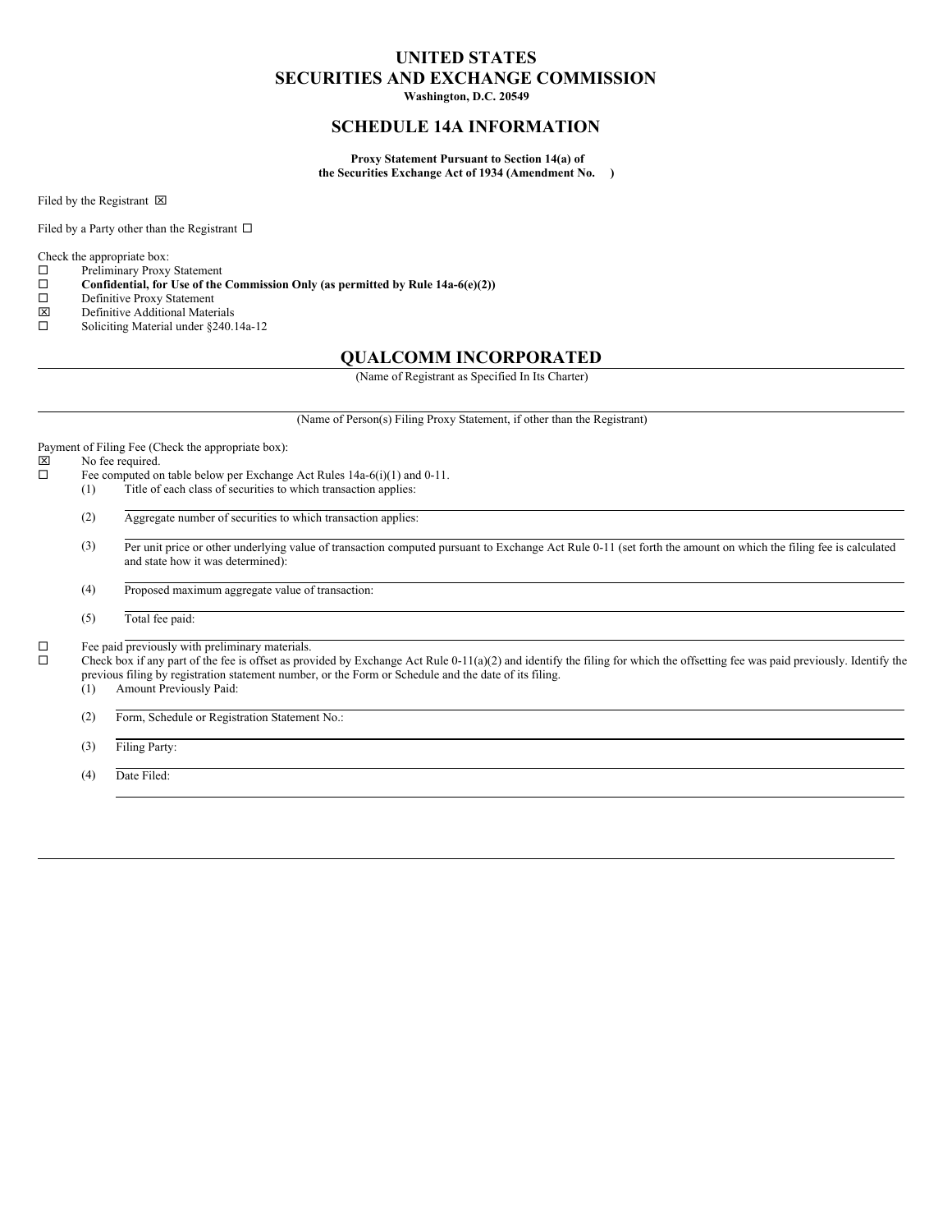# UNITED STATES
# SECURITIES AND EXCHANGE COMMISSION

**Washington, D.C. 20549**

## SCHEDULE 14A INFORMATION

**Proxy Statement Pursuant to Section 14(a) of the Securities Exchange Act of 1934 (Amendment No. )**

Filed by the Registrant ☒

Filed by a Party other than the Registrant ☐

Check the appropriate box:

☐ Preliminary Proxy Statement
☐ **Confidential, for Use of the Commission Only (as permitted by Rule 14a-6(e)(2))**
☐ Definitive Proxy Statement
☒ Definitive Additional Materials
☐ Soliciting Material under §240.14a-12

## QUALCOMM INCORPORATED

(Name of Registrant as Specified In Its Charter)

(Name of Person(s) Filing Proxy Statement, if other than the Registrant)

Payment of Filing Fee (Check the appropriate box):

☒ No fee required.
☐ Fee computed on table below per Exchange Act Rules 14a-6(i)(1) and 0-11.

(1) Title of each class of securities to which transaction applies:

(2) Aggregate number of securities to which transaction applies:

(3) Per unit price or other underlying value of transaction computed pursuant to Exchange Act Rule 0-11 (set forth the amount on which the filing fee is calculated and state how it was determined):

(4) Proposed maximum aggregate value of transaction:

(5) Total fee paid:

☐ Fee paid previously with preliminary materials.
☐ Check box if any part of the fee is offset as provided by Exchange Act Rule 0-11(a)(2) and identify the filing for which the offsetting fee was paid previously. Identify the previous filing by registration statement number, or the Form or Schedule and the date of its filing.

(1) Amount Previously Paid:

(2) Form, Schedule or Registration Statement No.:

(3) Filing Party:

(4) Date Filed: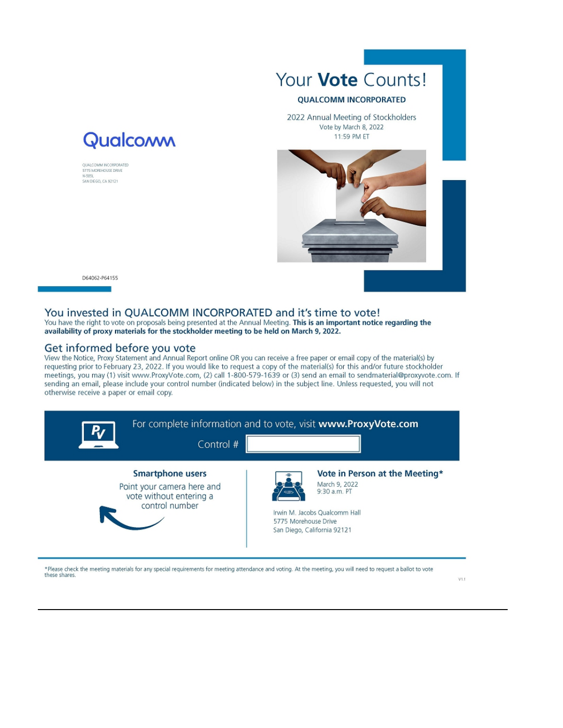# Your **Vote** Counts!

**QUALCOMM INCORPORATED**

2022 Annual Meeting of Stockholders
Vote by March 8, 2022
11:59 PM ET

Qualcomm

QUALCOMM INCORPORATED
5775 MOREHOUSE DRIVE
N-585L
SAN DIEGO, CA 92121

D64062-P64155

## You invested in QUALCOMM INCORPORATED and it's time to vote!

You have the right to vote on proposals being presented at the Annual Meeting. **This is an important notice regarding the availability of proxy materials for the stockholder meeting to be held on March 9, 2022.**

## Get informed before you vote

View the Notice, Proxy Statement and Annual Report online OR you can receive a free paper or email copy of the material(s) by requesting prior to February 23, 2022. If you would like to request a copy of the material(s) for this and/or future stockholder meetings, you may (1) visit www.ProxyVote.com, (2) call 1-800-579-1639 or (3) send an email to sendmaterial@proxyvote.com. If sending an email, please include your control number (indicated below) in the subject line. Unless requested, you will not otherwise receive a paper or email copy.

For complete information and to vote, visit **www.ProxyVote.com**

Control #

**Smartphone users**

Point your camera here and vote without entering a control number

**Vote in Person at the Meeting***

March 9, 2022
9:30 a.m. PT

Irwin M. Jacobs Qualcomm Hall
5775 Morehouse Drive
San Diego, California 92121

*Please check the meeting materials for any special requirements for meeting attendance and voting. At the meeting, you will need to request a ballot to vote these shares.

V1.1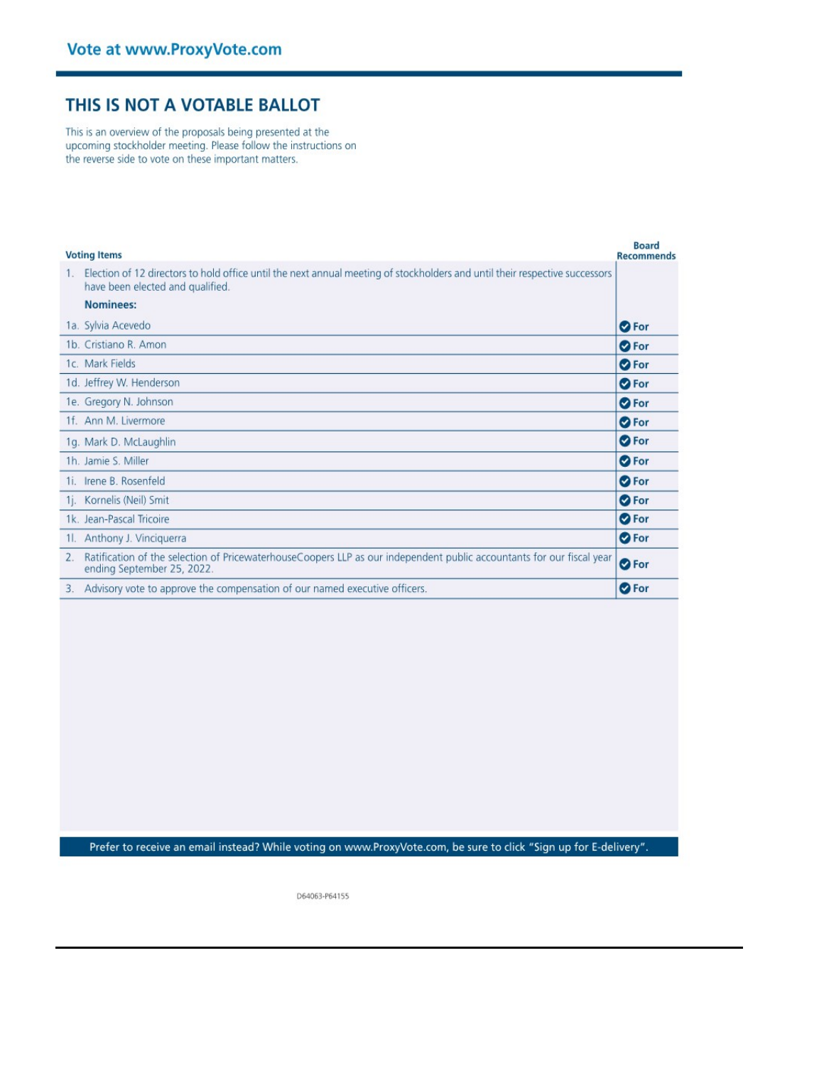Vote at www.ProxyVote.com

## THIS IS NOT A VOTABLE BALLOT

This is an overview of the proposals being presented at the upcoming stockholder meeting. Please follow the instructions on the reverse side to vote on these important matters.

| Voting Items | Board Recommends |
|---|---|
| 1. Election of 12 directors to hold office until the next annual meeting of stockholders and until their respective successors have been elected and qualified. **Nominees:** | |
| 1a. Sylvia Acevedo | For |
| 1b. Cristiano R. Amon | For |
| 1c. Mark Fields | For |
| 1d. Jeffrey W. Henderson | For |
| 1e. Gregory N. Johnson | For |
| 1f. Ann M. Livermore | For |
| 1g. Mark D. McLaughlin | For |
| 1h. Jamie S. Miller | For |
| 1i. Irene B. Rosenfeld | For |
| 1j. Kornelis (Neil) Smit | For |
| 1k. Jean-Pascal Tricoire | For |
| 1l. Anthony J. Vinciquerra | For |
| 2. Ratification of the selection of PricewaterhouseCoopers LLP as our independent public accountants for our fiscal year ending September 25, 2022. | For |
| 3. Advisory vote to approve the compensation of our named executive officers. | For |

Prefer to receive an email instead? While voting on www.ProxyVote.com, be sure to click "Sign up for E-delivery".

D64063-P64155